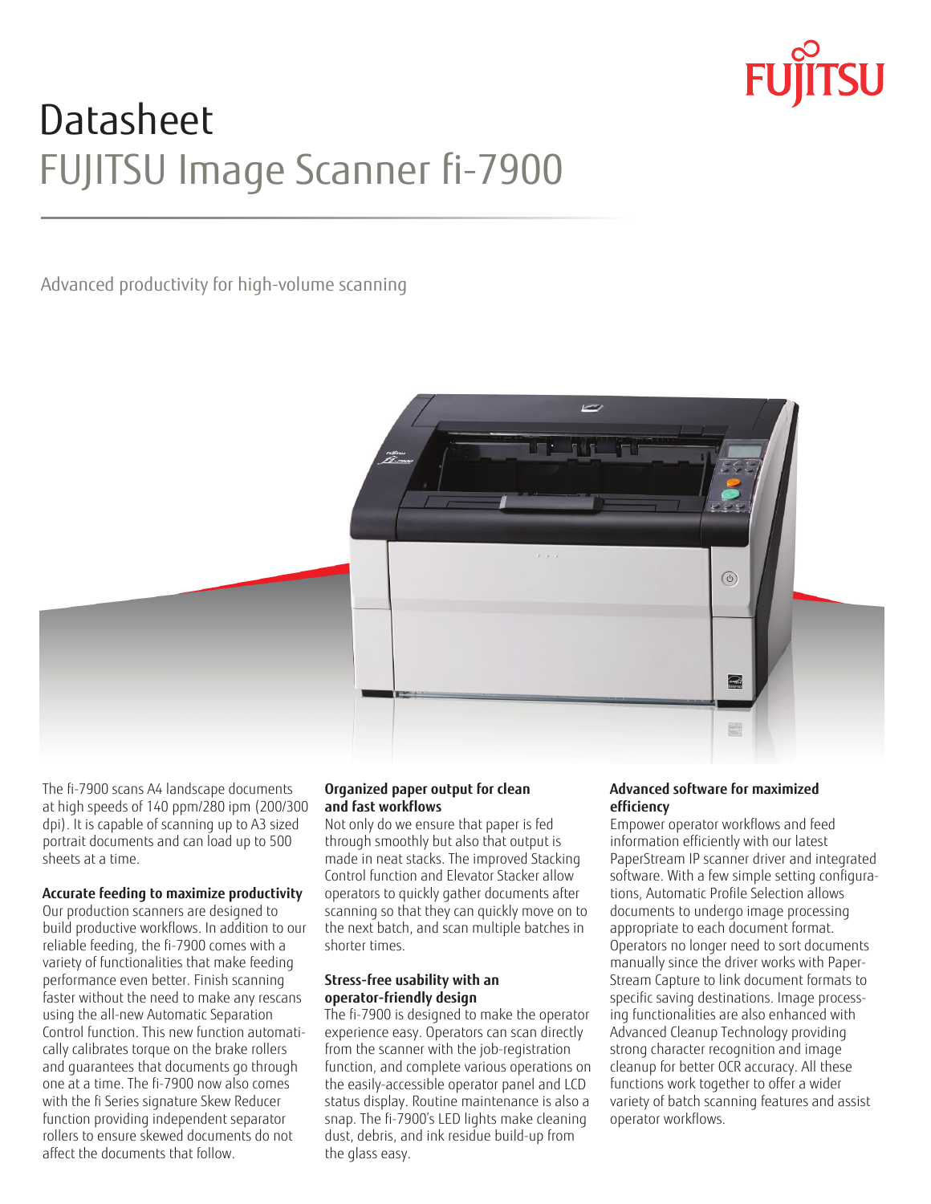# Datasheet

## FUJITSU Image Scanner fi-7900

Advanced productivity for high-volume scanning

The fi-7900 scans A4 landscape documents at high speeds of 140 ppm/280 ipm (200/300 dpi). It is capable of scanning up to A3 sized portrait documents and can load up to 500 sheets at a time.

### Accurate feeding to maximize productivity

Our production scanners are designed to build productive workflows. In addition to our reliable feeding, the fi-7900 comes with a variety of functionalities that make feeding performance even better. Finish scanning faster without the need to make any rescans using the all-new Automatic Separation Control function. This new function automatically calibrates torque on the brake rollers and guarantees that documents go through one at a time. The fi-7900 now also comes with the fi Series signature Skew Reducer function providing independent separator rollers to ensure skewed documents do not affect the documents that follow.

### Organized paper output for clean and fast workflows

Not only do we ensure that paper is fed through smoothly but also that output is made in neat stacks. The improved Stacking Control function and Elevator Stacker allow operators to quickly gather documents after scanning so that they can quickly move on to the next batch, and scan multiple batches in shorter times.

### Stress-free usability with an operator-friendly design

The fi-7900 is designed to make the operator experience easy. Operators can scan directly from the scanner with the job-registration function, and complete various operations on the easily-accessible operator panel and LCD status display. Routine maintenance is also a snap. The fi-7900's LED lights make cleaning dust, debris, and ink residue build-up from the glass easy.

### Advanced software for maximized efficiency

Empower operator workflows and feed information efficiently with our latest PaperStream IP scanner driver and integrated software. With a few simple setting configurations, Automatic Profile Selection allows documents to undergo image processing appropriate to each document format. Operators no longer need to sort documents manually since the driver works with PaperStream Capture to link document formats to specific saving destinations. Image processing functionalities are also enhanced with Advanced Cleanup Technology providing strong character recognition and image cleanup for better OCR accuracy. All these functions work together to offer a wider variety of batch scanning features and assist operator workflows.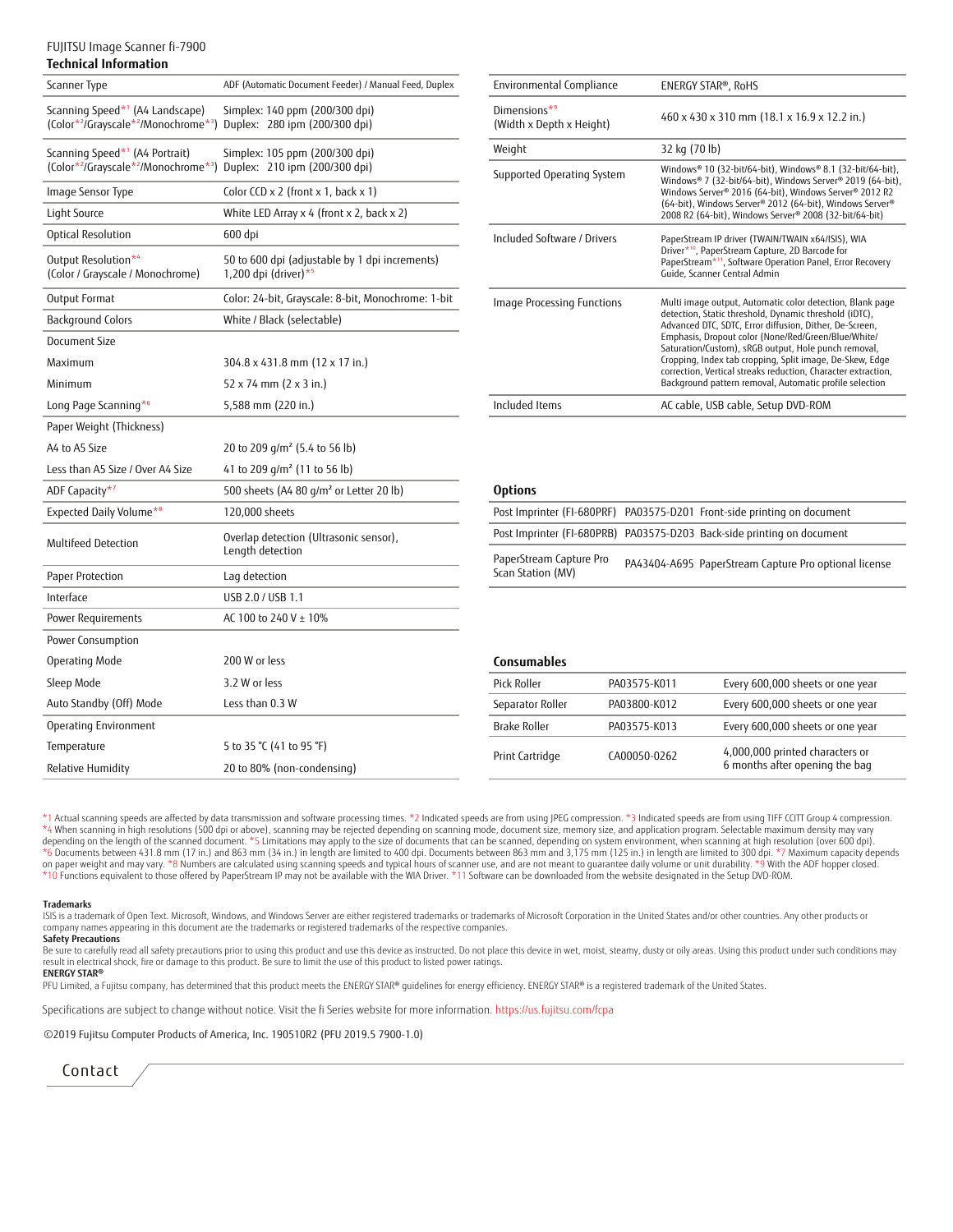FUJITSU Image Scanner fi-7900

## Technical Information

| | |
|---|---|
| Scanner Type | ADF (Automatic Document Feeder) / Manual Feed, Duplex |
| Scanning Speed*1 (A4 Landscape) (Color*2/Grayscale*2/Monochrome*3) | Simplex: 140 ppm (200/300 dpi) Duplex: 280 ipm (200/300 dpi) |
| Scanning Speed*1 (A4 Portrait) (Color*2/Grayscale*2/Monochrome*3) | Simplex: 105 ppm (200/300 dpi) Duplex: 210 ipm (200/300 dpi) |
| Image Sensor Type | Color CCD x 2 (front x 1, back x 1) |
| Light Source | White LED Array x 4 (front x 2, back x 2) |
| Optical Resolution | 600 dpi |
| Output Resolution*4 (Color / Grayscale / Monochrome) | 50 to 600 dpi (adjustable by 1 dpi increments) 1,200 dpi (driver)*5 |
| Output Format | Color: 24-bit, Grayscale: 8-bit, Monochrome: 1-bit |
| Background Colors | White / Black (selectable) |
| Document Size | |
| Maximum | 304.8 x 431.8 mm (12 x 17 in.) |
| Minimum | 52 x 74 mm (2 x 3 in.) |
| Long Page Scanning*6 | 5,588 mm (220 in.) |
| Paper Weight (Thickness) | |
| A4 to A5 Size | 20 to 209 g/m² (5.4 to 56 lb) |
| Less than A5 Size / Over A4 Size | 41 to 209 g/m² (11 to 56 lb) |
| ADF Capacity*7 | 500 sheets (A4 80 g/m² or Letter 20 lb) |
| Expected Daily Volume*8 | 120,000 sheets |
| Multifeed Detection | Overlap detection (Ultrasonic sensor), Length detection |
| Paper Protection | Lag detection |
| Interface | USB 2.0 / USB 1.1 |
| Power Requirements | AC 100 to 240 V ± 10% |
| Power Consumption | |
| Operating Mode | 200 W or less |
| Sleep Mode | 3.2 W or less |
| Auto Standby (Off) Mode | Less than 0.3 W |
| Operating Environment | |
| Temperature | 5 to 35 °C (41 to 95 °F) |
| Relative Humidity | 20 to 80% (non-condensing) |
| Environmental Compliance | ENERGY STAR®, RoHS |
| Dimensions*9 (Width x Depth x Height) | 460 x 430 x 310 mm (18.1 x 16.9 x 12.2 in.) |
| Weight | 32 kg (70 lb) |
| Supported Operating System | Windows® 10 (32-bit/64-bit), Windows® 8.1 (32-bit/64-bit), Windows® 7 (32-bit/64-bit), Windows Server® 2019 (64-bit), Windows Server® 2016 (64-bit), Windows Server® 2012 R2 (64-bit), Windows Server® 2012 (64-bit), Windows Server® 2008 R2 (64-bit), Windows Server® 2008 (32-bit/64-bit) |
| Included Software / Drivers | PaperStream IP driver (TWAIN/TWAIN x64/ISIS), WIA Driver*10, PaperStream Capture, 2D Barcode for PaperStream*11, Software Operation Panel, Error Recovery Guide, Scanner Central Admin |
| Image Processing Functions | Multi image output, Automatic color detection, Blank page detection, Static threshold, Dynamic threshold (iDTC), Advanced DTC, SDTC, Error diffusion, Dither, De-Screen, Emphasis, Dropout color (None/Red/Green/Blue/White/Saturation/Custom), sRGB output, Hole punch removal, Cropping, Index tab cropping, Split image, De-Skew, Edge correction, Vertical streaks reduction, Character extraction, Background pattern removal, Automatic profile selection |
| Included Items | AC cable, USB cable, Setup DVD-ROM |

## Options

| | | |
|---|---|---|
| Post Imprinter (FI-680PRF) | PA03575-D201 | Front-side printing on document |
| Post Imprinter (FI-680PRB) | PA03575-D203 | Back-side printing on document |
| PaperStream Capture Pro Scan Station (MV) | PA43404-A695 | PaperStream Capture Pro optional license |

## Consumables

| | | |
|---|---|---|
| Pick Roller | PA03575-K011 | Every 600,000 sheets or one year |
| Separator Roller | PA03800-K012 | Every 600,000 sheets or one year |
| Brake Roller | PA03575-K013 | Every 600,000 sheets or one year |
| Print Cartridge | CA00050-0262 | 4,000,000 printed characters or 6 months after opening the bag |

*1 Actual scanning speeds are affected by data transmission and software processing times. *2 Indicated speeds are from using JPEG compression. *3 Indicated speeds are from using TIFF CCITT Group 4 compression. *4 When scanning in high resolutions (500 dpi or above), scanning may be rejected depending on scanning mode, document size, memory size, and application program. Selectable maximum density may vary depending on the length of the scanned document. *5 Limitations may apply to the size of documents that can be scanned, depending on system environment, when scanning at high resolution (over 600 dpi). *6 Documents between 431.8 mm (17 in.) and 863 mm (34 in.) in length are limited to 400 dpi. Documents between 863 mm and 3,175 mm (125 in.) in length are limited to 300 dpi. *7 Maximum capacity depends on paper weight and may vary. *8 Numbers are calculated using scanning speeds and typical hours of scanner use, and are not meant to guarantee daily volume or unit durability. *9 With the ADF hopper closed. *10 Functions equivalent to those offered by PaperStream IP may not be available with the WIA Driver. *11 Software can be downloaded from the website designated in the Setup DVD-ROM.

**Trademarks**
ISIS is a trademark of Open Text. Microsoft, Windows, and Windows Server are either registered trademarks or trademarks of Microsoft Corporation in the United States and/or other countries. Any other products or company names appearing in this document are the trademarks or registered trademarks of the respective companies.

**Safety Precautions**
Be sure to carefully read all safety precautions prior to using this product and use this device as instructed. Do not place this device in wet, moist, steamy, dusty or oily areas. Using this product under such conditions may result in electrical shock, fire or damage to this product. Be sure to limit the use of this product to listed power ratings.

**ENERGY STAR®**
PFU Limited, a Fujitsu company, has determined that this product meets the ENERGY STAR® guidelines for energy efficiency. ENERGY STAR® is a registered trademark of the United States.

Specifications are subject to change without notice. Visit the fi Series website for more information. https://us.fujitsu.com/fcpa

©2019 Fujitsu Computer Products of America, Inc. 190510R2 (PFU 2019.5 7900-1.0)

Contact